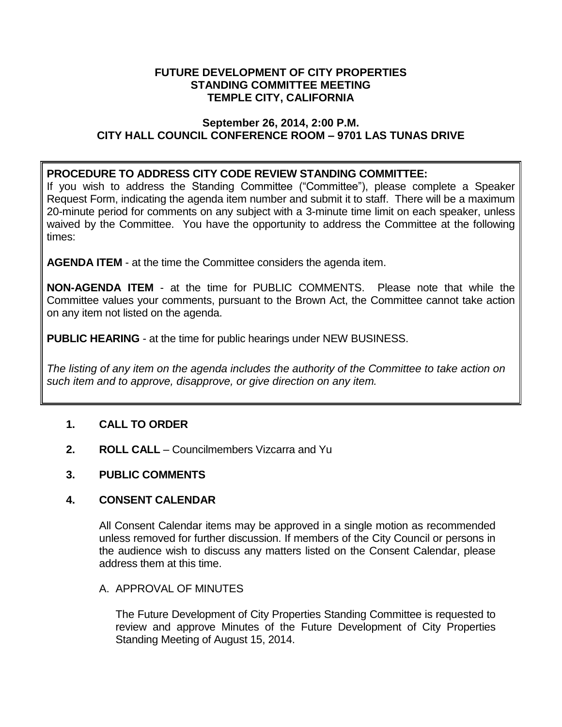**FUTURE DEVELOPMENT OF CITY PROPERTIES**
**STANDING COMMITTEE MEETING**
**TEMPLE CITY, CALIFORNIA**

**September 26, 2014, 2:00 P.M.**
**CITY HALL COUNCIL CONFERENCE ROOM – 9701 LAS TUNAS DRIVE**

**PROCEDURE TO ADDRESS CITY CODE REVIEW STANDING COMMITTEE:**
If you wish to address the Standing Committee ("Committee"), please complete a Speaker Request Form, indicating the agenda item number and submit it to staff. There will be a maximum 20-minute period for comments on any subject with a 3-minute time limit on each speaker, unless waived by the Committee. You have the opportunity to address the Committee at the following times:

**AGENDA ITEM** - at the time the Committee considers the agenda item.

**NON-AGENDA ITEM** - at the time for PUBLIC COMMENTS. Please note that while the Committee values your comments, pursuant to the Brown Act, the Committee cannot take action on any item not listed on the agenda.

**PUBLIC HEARING** - at the time for public hearings under NEW BUSINESS.

*The listing of any item on the agenda includes the authority of the Committee to take action on such item and to approve, disapprove, or give direction on any item.*

**1. CALL TO ORDER**

**2. ROLL CALL** – Councilmembers Vizcarra and Yu

**3. PUBLIC COMMENTS**

**4. CONSENT CALENDAR**

All Consent Calendar items may be approved in a single motion as recommended unless removed for further discussion. If members of the City Council or persons in the audience wish to discuss any matters listed on the Consent Calendar, please address them at this time.

A. APPROVAL OF MINUTES

The Future Development of City Properties Standing Committee is requested to review and approve Minutes of the Future Development of City Properties Standing Meeting of August 15, 2014.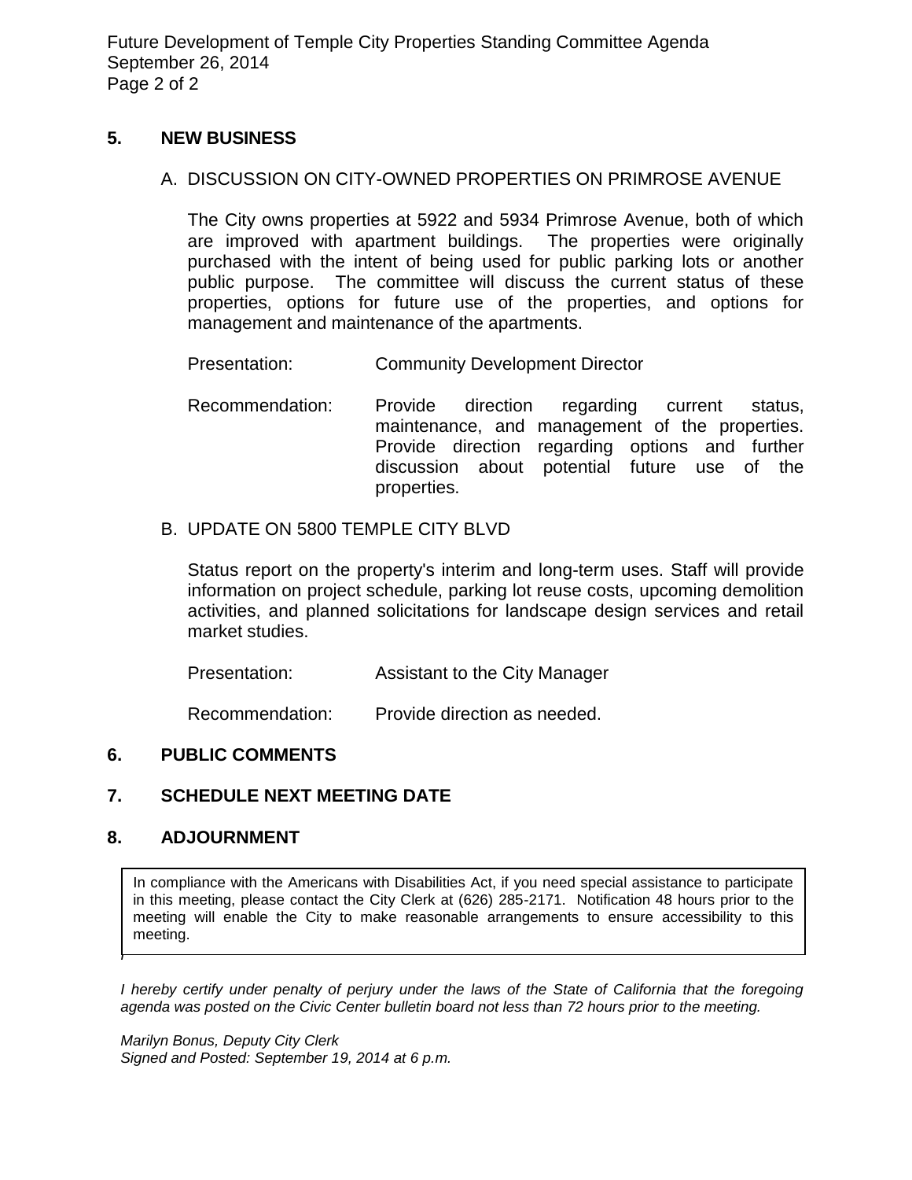## 5. NEW BUSINESS

A. DISCUSSION ON CITY-OWNED PROPERTIES ON PRIMROSE AVENUE

The City owns properties at 5922 and 5934 Primrose Avenue, both of which are improved with apartment buildings. The properties were originally purchased with the intent of being used for public parking lots or another public purpose. The committee will discuss the current status of these properties, options for future use of the properties, and options for management and maintenance of the apartments.

Presentation: Community Development Director

Recommendation: Provide direction regarding current status, maintenance, and management of the properties. Provide direction regarding options and further discussion about potential future use of the properties.

B. UPDATE ON 5800 TEMPLE CITY BLVD

Status report on the property's interim and long-term uses. Staff will provide information on project schedule, parking lot reuse costs, upcoming demolition activities, and planned solicitations for landscape design services and retail market studies.

Presentation: Assistant to the City Manager

Recommendation: Provide direction as needed.

## 6. PUBLIC COMMENTS

## 7. SCHEDULE NEXT MEETING DATE

## 8. ADJOURNMENT

In compliance with the Americans with Disabilities Act, if you need special assistance to participate in this meeting, please contact the City Clerk at (626) 285-2171. Notification 48 hours prior to the meeting will enable the City to make reasonable arrangements to ensure accessibility to this meeting.

*I hereby certify under penalty of perjury under the laws of the State of California that the foregoing agenda was posted on the Civic Center bulletin board not less than 72 hours prior to the meeting.*

*Marilyn Bonus, Deputy City Clerk*
*Signed and Posted: September 19, 2014 at 6 p.m.*